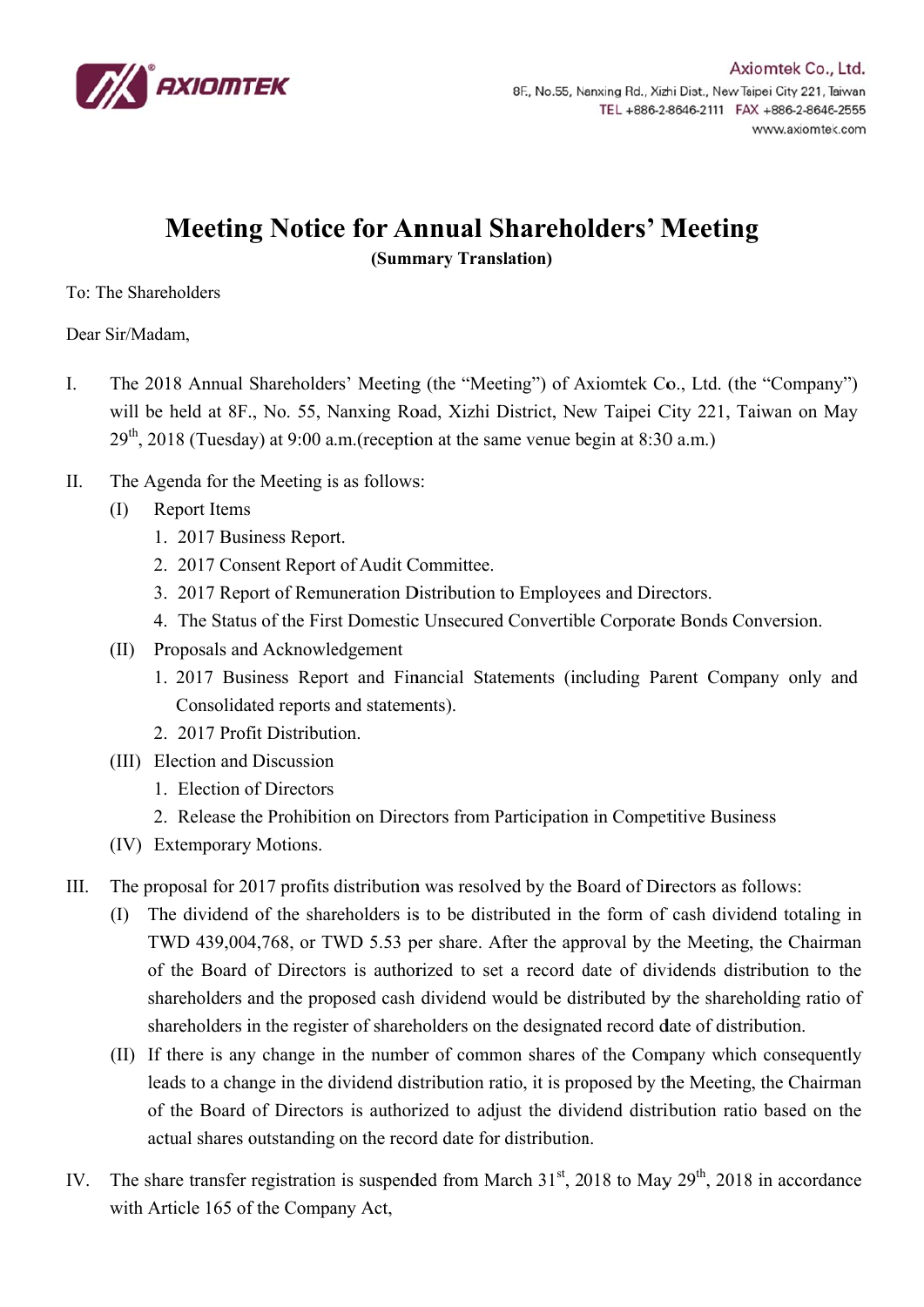Axiomtek Co., Ltd.
8F., No.55, Nanxing Rd., Xizhi Dist., New Taipei City 221, Taiwan
TEL +886-2-8646-2111 FAX +886-2-8646-2555
www.axiomtek.com

# Meeting Notice for Annual Shareholders' Meeting

**(Summary Translation)**

To: The Shareholders

Dear Sir/Madam,

I. The 2018 Annual Shareholders' Meeting (the "Meeting") of Axiomtek Co., Ltd. (the "Company") will be held at 8F., No. 55, Nanxing Road, Xizhi District, New Taipei City 221, Taiwan on May 29th, 2018 (Tuesday) at 9:00 a.m.(reception at the same venue begin at 8:30 a.m.)

II. The Agenda for the Meeting is as follows:
   - (I) Report Items
     1. 2017 Business Report.
     2. 2017 Consent Report of Audit Committee.
     3. 2017 Report of Remuneration Distribution to Employees and Directors.
     4. The Status of the First Domestic Unsecured Convertible Corporate Bonds Conversion.
   - (II) Proposals and Acknowledgement
     1. 2017 Business Report and Financial Statements (including Parent Company only and Consolidated reports and statements).
     2. 2017 Profit Distribution.
   - (III) Election and Discussion
     1. Election of Directors
     2. Release the Prohibition on Directors from Participation in Competitive Business
   - (IV) Extemporary Motions.

III. The proposal for 2017 profits distribution was resolved by the Board of Directors as follows:
   - (I) The dividend of the shareholders is to be distributed in the form of cash dividend totaling in TWD 439,004,768, or TWD 5.53 per share. After the approval by the Meeting, the Chairman of the Board of Directors is authorized to set a record date of dividends distribution to the shareholders and the proposed cash dividend would be distributed by the shareholding ratio of shareholders in the register of shareholders on the designated record date of distribution.
   - (II) If there is any change in the number of common shares of the Company which consequently leads to a change in the dividend distribution ratio, it is proposed by the Meeting, the Chairman of the Board of Directors is authorized to adjust the dividend distribution ratio based on the actual shares outstanding on the record date for distribution.

IV. The share transfer registration is suspended from March 31st, 2018 to May 29th, 2018 in accordance with Article 165 of the Company Act,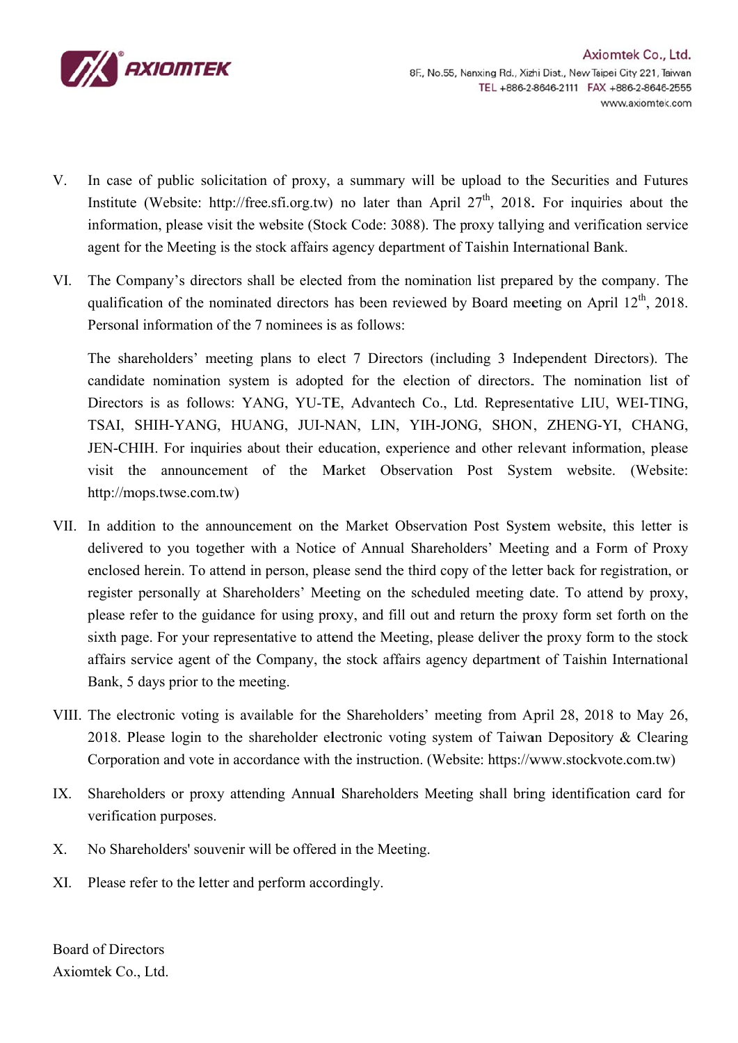V. In case of public solicitation of proxy, a summary will be upload to the Securities and Futures Institute (Website: http://free.sfi.org.tw) no later than April 27th, 2018. For inquiries about the information, please visit the website (Stock Code: 3088). The proxy tallying and verification service agent for the Meeting is the stock affairs agency department of Taishin International Bank.

VI. The Company's directors shall be elected from the nomination list prepared by the company. The qualification of the nominated directors has been reviewed by Board meeting on April 12th, 2018. Personal information of the 7 nominees is as follows:

The shareholders' meeting plans to elect 7 Directors (including 3 Independent Directors). The candidate nomination system is adopted for the election of directors. The nomination list of Directors is as follows: YANG, YU-TE, Advantech Co., Ltd. Representative LIU, WEI-TING, TSAI, SHIH-YANG, HUANG, JUI-NAN, LIN, YIH-JONG, SHON, ZHENG-YI, CHANG, JEN-CHIH. For inquiries about their education, experience and other relevant information, please visit the announcement of the Market Observation Post System website. (Website: http://mops.twse.com.tw)

VII. In addition to the announcement on the Market Observation Post System website, this letter is delivered to you together with a Notice of Annual Shareholders' Meeting and a Form of Proxy enclosed herein. To attend in person, please send the third copy of the letter back for registration, or register personally at Shareholders' Meeting on the scheduled meeting date. To attend by proxy, please refer to the guidance for using proxy, and fill out and return the proxy form set forth on the sixth page. For your representative to attend the Meeting, please deliver the proxy form to the stock affairs service agent of the Company, the stock affairs agency department of Taishin International Bank, 5 days prior to the meeting.

VIII. The electronic voting is available for the Shareholders' meeting from April 28, 2018 to May 26, 2018. Please login to the shareholder electronic voting system of Taiwan Depository & Clearing Corporation and vote in accordance with the instruction. (Website: https://www.stockvote.com.tw)

IX. Shareholders or proxy attending Annual Shareholders Meeting shall bring identification card for verification purposes.

X. No Shareholders' souvenir will be offered in the Meeting.

XI. Please refer to the letter and perform accordingly.

Board of Directors
Axiomtek Co., Ltd.